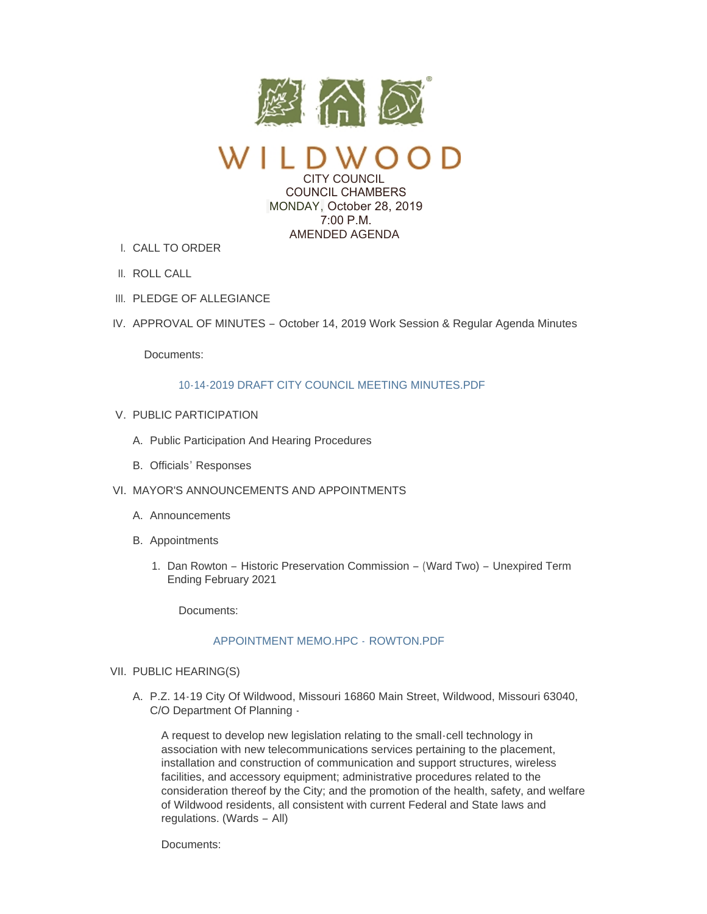# WILDWOOD

CITY COUNCIL
COUNCIL CHAMBERS
MONDAY, October 28, 2019
7:00 P.M.
AMENDED AGENDA

I. CALL TO ORDER

II. ROLL CALL

III. PLEDGE OF ALLEGIANCE

IV. APPROVAL OF MINUTES – October 14, 2019 Work Session & Regular Agenda Minutes

Documents:

10-14-2019 DRAFT CITY COUNCIL MEETING MINUTES.PDF

V. PUBLIC PARTICIPATION

A. Public Participation And Hearing Procedures

B. Officials' Responses

VI. MAYOR'S ANNOUNCEMENTS AND APPOINTMENTS

A. Announcements

B. Appointments

1. Dan Rowton – Historic Preservation Commission – (Ward Two) – Unexpired Term Ending February 2021

Documents:

APPOINTMENT MEMO.HPC - ROWTON.PDF

VII. PUBLIC HEARING(S)

A. P.Z. 14-19 City Of Wildwood, Missouri 16860 Main Street, Wildwood, Missouri 63040, C/O Department Of Planning -

A request to develop new legislation relating to the small-cell technology in association with new telecommunications services pertaining to the placement, installation and construction of communication and support structures, wireless facilities, and accessory equipment; administrative procedures related to the consideration thereof by the City; and the promotion of the health, safety, and welfare of Wildwood residents, all consistent with current Federal and State laws and regulations. (Wards – All)

Documents: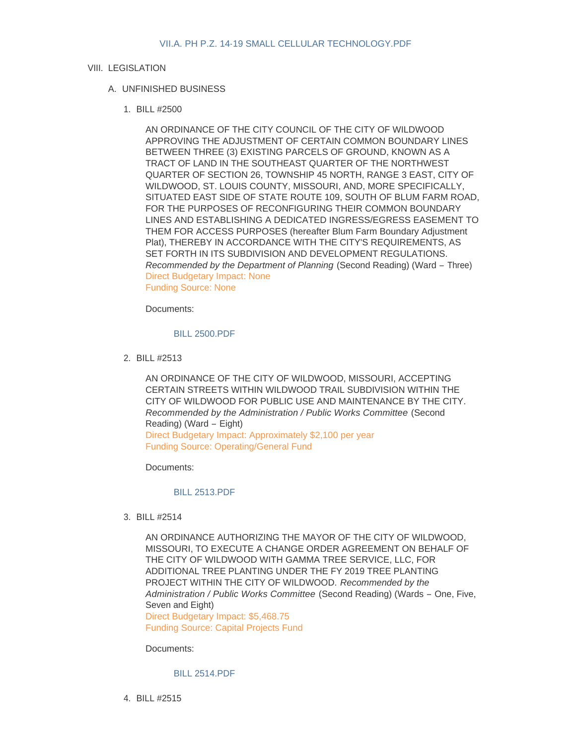VII.A. PH P.Z. 14-19 SMALL CELLULAR TECHNOLOGY.PDF

VIII. LEGISLATION

A. UNFINISHED BUSINESS

1. BILL #2500

   AN ORDINANCE OF THE CITY COUNCIL OF THE CITY OF WILDWOOD APPROVING THE ADJUSTMENT OF CERTAIN COMMON BOUNDARY LINES BETWEEN THREE (3) EXISTING PARCELS OF GROUND, KNOWN AS A TRACT OF LAND IN THE SOUTHEAST QUARTER OF THE NORTHWEST QUARTER OF SECTION 26, TOWNSHIP 45 NORTH, RANGE 3 EAST, CITY OF WILDWOOD, ST. LOUIS COUNTY, MISSOURI, AND, MORE SPECIFICALLY, SITUATED EAST SIDE OF STATE ROUTE 109, SOUTH OF BLUM FARM ROAD, FOR THE PURPOSES OF RECONFIGURING THEIR COMMON BOUNDARY LINES AND ESTABLISHING A DEDICATED INGRESS/EGRESS EASEMENT TO THEM FOR ACCESS PURPOSES (hereafter Blum Farm Boundary Adjustment Plat), THEREBY IN ACCORDANCE WITH THE CITY'S REQUIREMENTS, AS SET FORTH IN ITS SUBDIVISION AND DEVELOPMENT REGULATIONS. *Recommended by the Department of Planning* (Second Reading) (Ward – Three)
   Direct Budgetary Impact: None
   Funding Source: None

   Documents:

   BILL 2500.PDF

2. BILL #2513

   AN ORDINANCE OF THE CITY OF WILDWOOD, MISSOURI, ACCEPTING CERTAIN STREETS WITHIN WILDWOOD TRAIL SUBDIVISION WITHIN THE CITY OF WILDWOOD FOR PUBLIC USE AND MAINTENANCE BY THE CITY. *Recommended by the Administration / Public Works Committee* (Second Reading) (Ward – Eight)
   Direct Budgetary Impact: Approximately $2,100 per year
   Funding Source: Operating/General Fund

   Documents:

   BILL 2513.PDF

3. BILL #2514

   AN ORDINANCE AUTHORIZING THE MAYOR OF THE CITY OF WILDWOOD, MISSOURI, TO EXECUTE A CHANGE ORDER AGREEMENT ON BEHALF OF THE CITY OF WILDWOOD WITH GAMMA TREE SERVICE, LLC, FOR ADDITIONAL TREE PLANTING UNDER THE FY 2019 TREE PLANTING PROJECT WITHIN THE CITY OF WILDWOOD. *Recommended by the Administration / Public Works Committee* (Second Reading) (Wards – One, Five, Seven and Eight)
   Direct Budgetary Impact: $5,468.75
   Funding Source: Capital Projects Fund

   Documents:

   BILL 2514.PDF

4. BILL #2515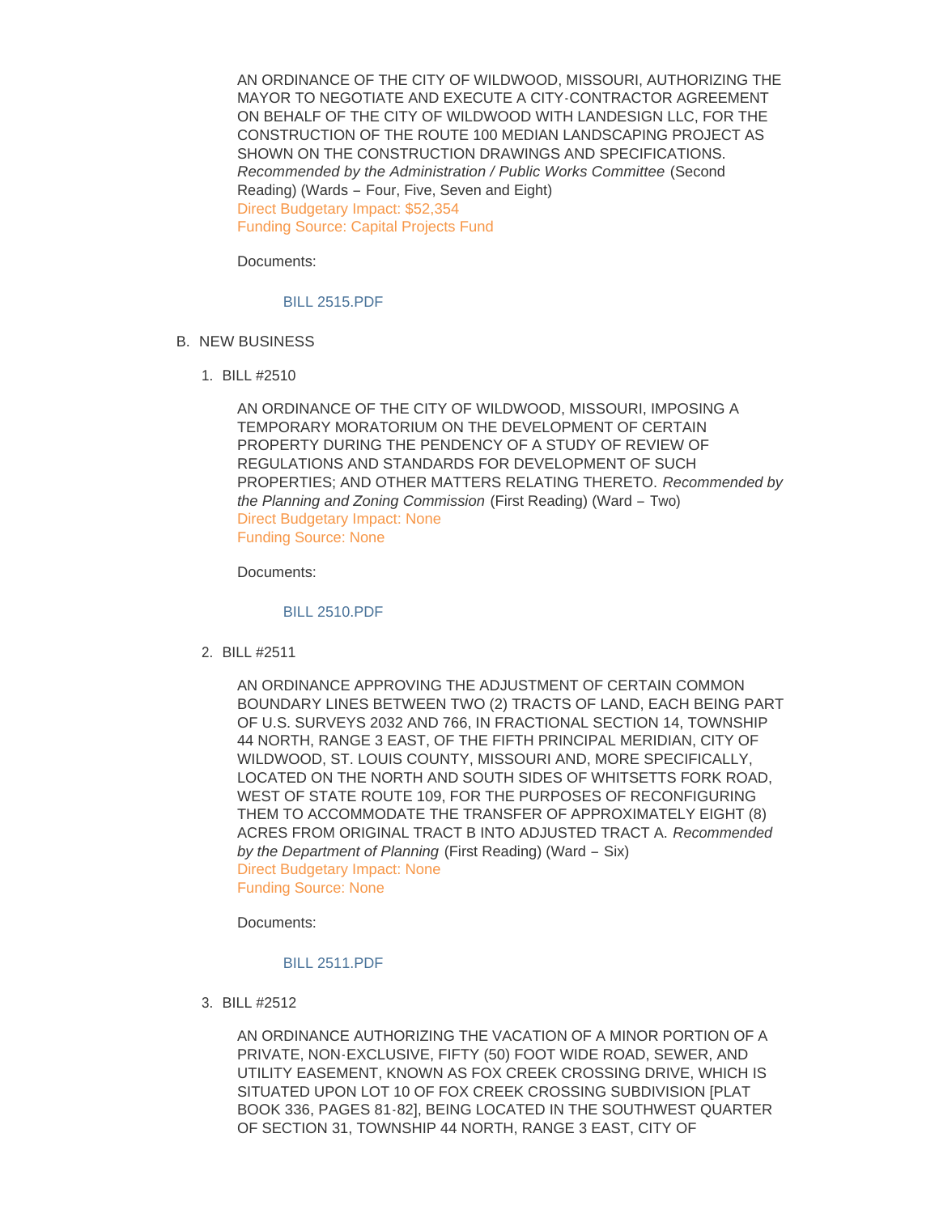AN ORDINANCE OF THE CITY OF WILDWOOD, MISSOURI, AUTHORIZING THE MAYOR TO NEGOTIATE AND EXECUTE A CITY-CONTRACTOR AGREEMENT ON BEHALF OF THE CITY OF WILDWOOD WITH LANDESIGN LLC, FOR THE CONSTRUCTION OF THE ROUTE 100 MEDIAN LANDSCAPING PROJECT AS SHOWN ON THE CONSTRUCTION DRAWINGS AND SPECIFICATIONS. *Recommended by the Administration / Public Works Committee* (Second Reading) (Wards – Four, Five, Seven and Eight)
Direct Budgetary Impact: $52,354
Funding Source: Capital Projects Fund

Documents:

BILL 2515.PDF

B. NEW BUSINESS

1. BILL #2510

AN ORDINANCE OF THE CITY OF WILDWOOD, MISSOURI, IMPOSING A TEMPORARY MORATORIUM ON THE DEVELOPMENT OF CERTAIN PROPERTY DURING THE PENDENCY OF A STUDY OF REVIEW OF REGULATIONS AND STANDARDS FOR DEVELOPMENT OF SUCH PROPERTIES; AND OTHER MATTERS RELATING THERETO. *Recommended by the Planning and Zoning Commission* (First Reading) (Ward – Two)
Direct Budgetary Impact: None
Funding Source: None

Documents:

BILL 2510.PDF

2. BILL #2511

AN ORDINANCE APPROVING THE ADJUSTMENT OF CERTAIN COMMON BOUNDARY LINES BETWEEN TWO (2) TRACTS OF LAND, EACH BEING PART OF U.S. SURVEYS 2032 AND 766, IN FRACTIONAL SECTION 14, TOWNSHIP 44 NORTH, RANGE 3 EAST, OF THE FIFTH PRINCIPAL MERIDIAN, CITY OF WILDWOOD, ST. LOUIS COUNTY, MISSOURI AND, MORE SPECIFICALLY, LOCATED ON THE NORTH AND SOUTH SIDES OF WHITSETTS FORK ROAD, WEST OF STATE ROUTE 109, FOR THE PURPOSES OF RECONFIGURING THEM TO ACCOMMODATE THE TRANSFER OF APPROXIMATELY EIGHT (8) ACRES FROM ORIGINAL TRACT B INTO ADJUSTED TRACT A. *Recommended by the Department of Planning* (First Reading) (Ward – Six)
Direct Budgetary Impact: None
Funding Source: None

Documents:

BILL 2511.PDF

3. BILL #2512

AN ORDINANCE AUTHORIZING THE VACATION OF A MINOR PORTION OF A PRIVATE, NON-EXCLUSIVE, FIFTY (50) FOOT WIDE ROAD, SEWER, AND UTILITY EASEMENT, KNOWN AS FOX CREEK CROSSING DRIVE, WHICH IS SITUATED UPON LOT 10 OF FOX CREEK CROSSING SUBDIVISION [PLAT BOOK 336, PAGES 81-82], BEING LOCATED IN THE SOUTHWEST QUARTER OF SECTION 31, TOWNSHIP 44 NORTH, RANGE 3 EAST, CITY OF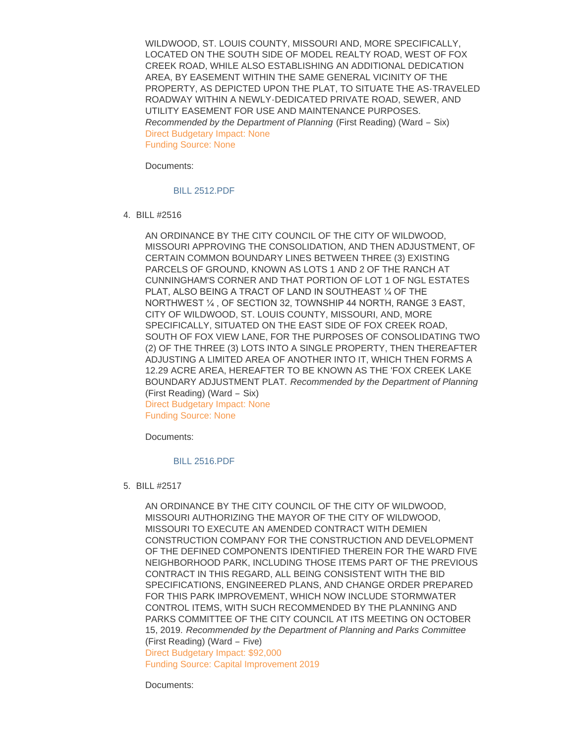WILDWOOD, ST. LOUIS COUNTY, MISSOURI AND, MORE SPECIFICALLY, LOCATED ON THE SOUTH SIDE OF MODEL REALTY ROAD, WEST OF FOX CREEK ROAD, WHILE ALSO ESTABLISHING AN ADDITIONAL DEDICATION AREA, BY EASEMENT WITHIN THE SAME GENERAL VICINITY OF THE PROPERTY, AS DEPICTED UPON THE PLAT, TO SITUATE THE AS-TRAVELED ROADWAY WITHIN A NEWLY-DEDICATED PRIVATE ROAD, SEWER, AND UTILITY EASEMENT FOR USE AND MAINTENANCE PURPOSES. *Recommended by the Department of Planning* (First Reading) (Ward – Six)
Direct Budgetary Impact: None
Funding Source: None

Documents:

BILL 2512.PDF

4. BILL #2516

AN ORDINANCE BY THE CITY COUNCIL OF THE CITY OF WILDWOOD, MISSOURI APPROVING THE CONSOLIDATION, AND THEN ADJUSTMENT, OF CERTAIN COMMON BOUNDARY LINES BETWEEN THREE (3) EXISTING PARCELS OF GROUND, KNOWN AS LOTS 1 AND 2 OF THE RANCH AT CUNNINGHAM'S CORNER AND THAT PORTION OF LOT 1 OF NGL ESTATES PLAT, ALSO BEING A TRACT OF LAND IN SOUTHEAST ¼ OF THE NORTHWEST ¼ , OF SECTION 32, TOWNSHIP 44 NORTH, RANGE 3 EAST, CITY OF WILDWOOD, ST. LOUIS COUNTY, MISSOURI, AND, MORE SPECIFICALLY, SITUATED ON THE EAST SIDE OF FOX CREEK ROAD, SOUTH OF FOX VIEW LANE, FOR THE PURPOSES OF CONSOLIDATING TWO (2) OF THE THREE (3) LOTS INTO A SINGLE PROPERTY, THEN THEREAFTER ADJUSTING A LIMITED AREA OF ANOTHER INTO IT, WHICH THEN FORMS A 12.29 ACRE AREA, HEREAFTER TO BE KNOWN AS THE 'FOX CREEK LAKE BOUNDARY ADJUSTMENT PLAT. *Recommended by the Department of Planning* (First Reading) (Ward – Six)
Direct Budgetary Impact: None
Funding Source: None

Documents:

BILL 2516.PDF

5. BILL #2517

AN ORDINANCE BY THE CITY COUNCIL OF THE CITY OF WILDWOOD, MISSOURI AUTHORIZING THE MAYOR OF THE CITY OF WILDWOOD, MISSOURI TO EXECUTE AN AMENDED CONTRACT WITH DEMIEN CONSTRUCTION COMPANY FOR THE CONSTRUCTION AND DEVELOPMENT OF THE DEFINED COMPONENTS IDENTIFIED THEREIN FOR THE WARD FIVE NEIGHBORHOOD PARK, INCLUDING THOSE ITEMS PART OF THE PREVIOUS CONTRACT IN THIS REGARD, ALL BEING CONSISTENT WITH THE BID SPECIFICATIONS, ENGINEERED PLANS, AND CHANGE ORDER PREPARED FOR THIS PARK IMPROVEMENT, WHICH NOW INCLUDE STORMWATER CONTROL ITEMS, WITH SUCH RECOMMENDED BY THE PLANNING AND PARKS COMMITTEE OF THE CITY COUNCIL AT ITS MEETING ON OCTOBER 15, 2019. *Recommended by the Department of Planning and Parks Committee* (First Reading) (Ward – Five)
Direct Budgetary Impact: $92,000
Funding Source: Capital Improvement 2019

Documents: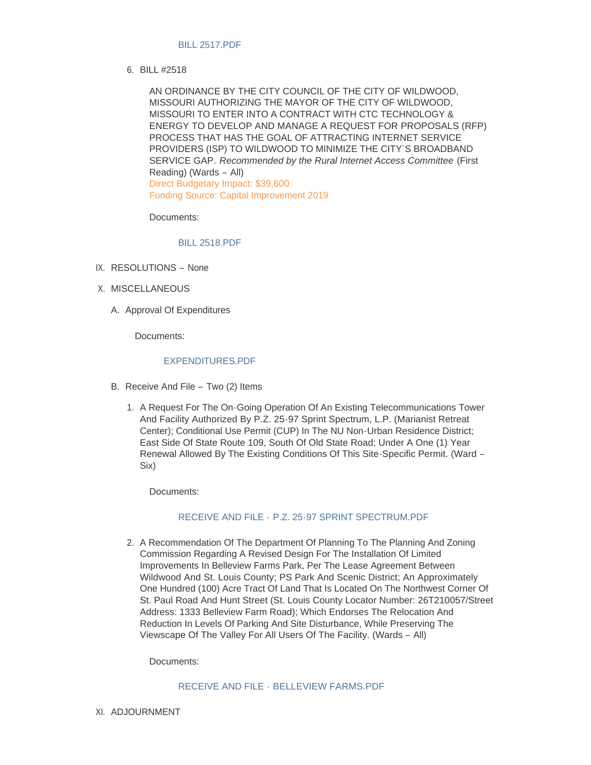BILL 2517.PDF

6. BILL #2518

   AN ORDINANCE BY THE CITY COUNCIL OF THE CITY OF WILDWOOD, MISSOURI AUTHORIZING THE MAYOR OF THE CITY OF WILDWOOD, MISSOURI TO ENTER INTO A CONTRACT WITH CTC TECHNOLOGY & ENERGY TO DEVELOP AND MANAGE A REQUEST FOR PROPOSALS (RFP) PROCESS THAT HAS THE GOAL OF ATTRACTING INTERNET SERVICE PROVIDERS (ISP) TO WILDWOOD TO MINIMIZE THE CITY'S BROADBAND SERVICE GAP. *Recommended by the Rural Internet Access Committee* (First Reading) (Wards – All)
   Direct Budgetary Impact: $39,600
   Funding Source: Capital Improvement 2019

   Documents:

   BILL 2518.PDF

IX. RESOLUTIONS – None

X. MISCELLANEOUS

   A. Approval Of Expenditures

      Documents:

      EXPENDITURES.PDF

   B. Receive And File – Two (2) Items

      1. A Request For The On-Going Operation Of An Existing Telecommunications Tower And Facility Authorized By P.Z. 25-97 Sprint Spectrum, L.P. (Marianist Retreat Center); Conditional Use Permit (CUP) In The NU Non-Urban Residence District; East Side Of State Route 109, South Of Old State Road; Under A One (1) Year Renewal Allowed By The Existing Conditions Of This Site-Specific Permit. (Ward – Six)

         Documents:

         RECEIVE AND FILE - P.Z. 25-97 SPRINT SPECTRUM.PDF

      2. A Recommendation Of The Department Of Planning To The Planning And Zoning Commission Regarding A Revised Design For The Installation Of Limited Improvements In Belleview Farms Park, Per The Lease Agreement Between Wildwood And St. Louis County; PS Park And Scenic District; An Approximately One Hundred (100) Acre Tract Of Land That Is Located On The Northwest Corner Of St. Paul Road And Hunt Street (St. Louis County Locator Number: 26T210057/Street Address: 1333 Belleview Farm Road); Which Endorses The Relocation And Reduction In Levels Of Parking And Site Disturbance, While Preserving The Viewscape Of The Valley For All Users Of The Facility. (Wards – All)

         Documents:

         RECEIVE AND FILE - BELLEVIEW FARMS.PDF

XI. ADJOURNMENT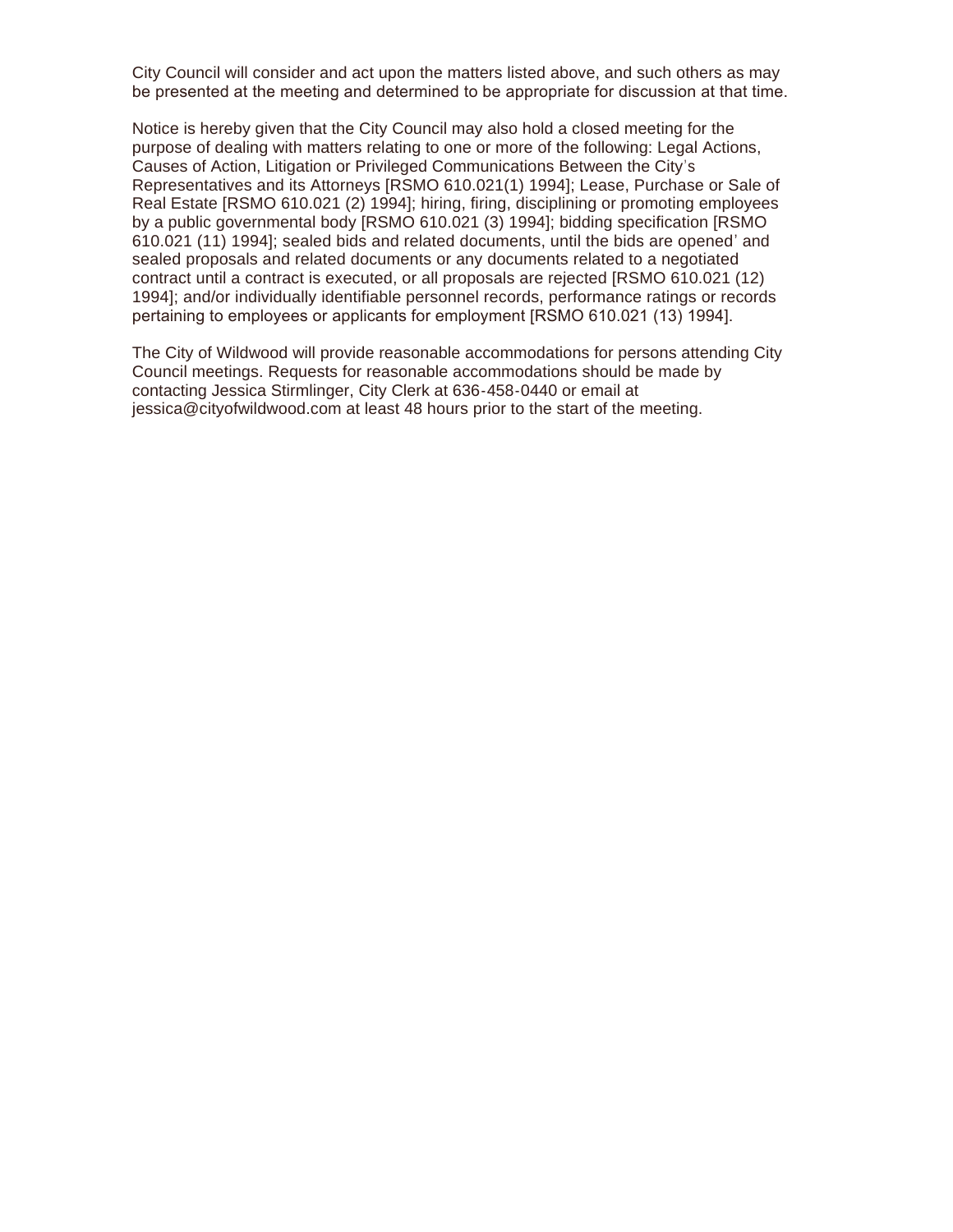City Council will consider and act upon the matters listed above, and such others as may be presented at the meeting and determined to be appropriate for discussion at that time.

Notice is hereby given that the City Council may also hold a closed meeting for the purpose of dealing with matters relating to one or more of the following: Legal Actions, Causes of Action, Litigation or Privileged Communications Between the City's Representatives and its Attorneys [RSMO 610.021(1) 1994]; Lease, Purchase or Sale of Real Estate [RSMO 610.021 (2) 1994]; hiring, firing, disciplining or promoting employees by a public governmental body [RSMO 610.021 (3) 1994]; bidding specification [RSMO 610.021 (11) 1994]; sealed bids and related documents, until the bids are opened' and sealed proposals and related documents or any documents related to a negotiated contract until a contract is executed, or all proposals are rejected [RSMO 610.021 (12) 1994]; and/or individually identifiable personnel records, performance ratings or records pertaining to employees or applicants for employment [RSMO 610.021 (13) 1994].

The City of Wildwood will provide reasonable accommodations for persons attending City Council meetings. Requests for reasonable accommodations should be made by contacting Jessica Stirmlinger, City Clerk at 636-458-0440 or email at jessica@cityofwildwood.com at least 48 hours prior to the start of the meeting.